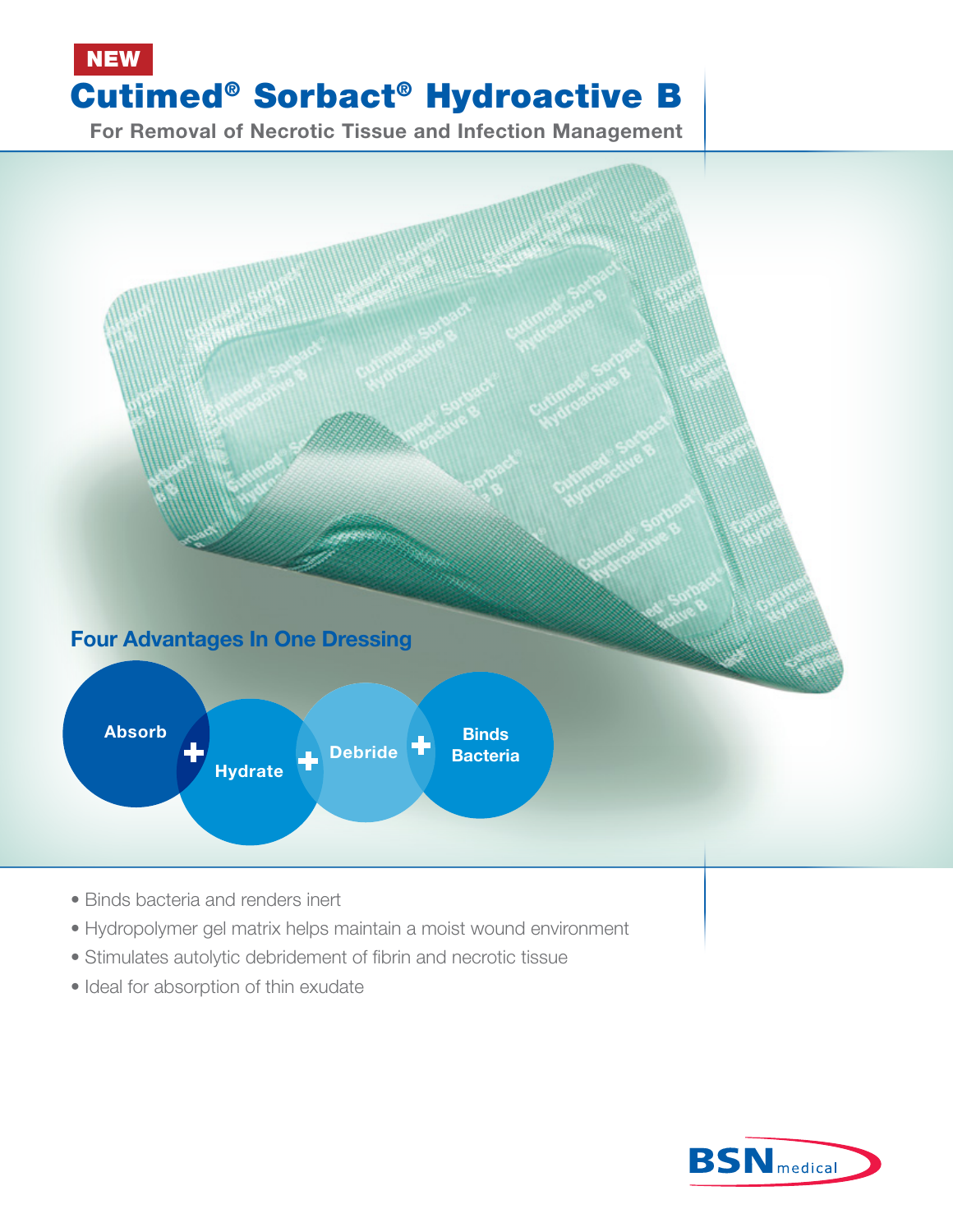NEW

# Cutimed® Sorbact® Hydroactive B

**For Removal of Necrotic Tissue and Infection Management**

## Four Advantages In One Dressing

**Absorb + Hydrate + Debride + Binds Bacteria**

- Binds bacteria and renders inert
- Hydropolymer gel matrix helps maintain a moist wound environment
- Stimulates autolytic debridement of fibrin and necrotic tissue
- Ideal for absorption of thin exudate

BSN medical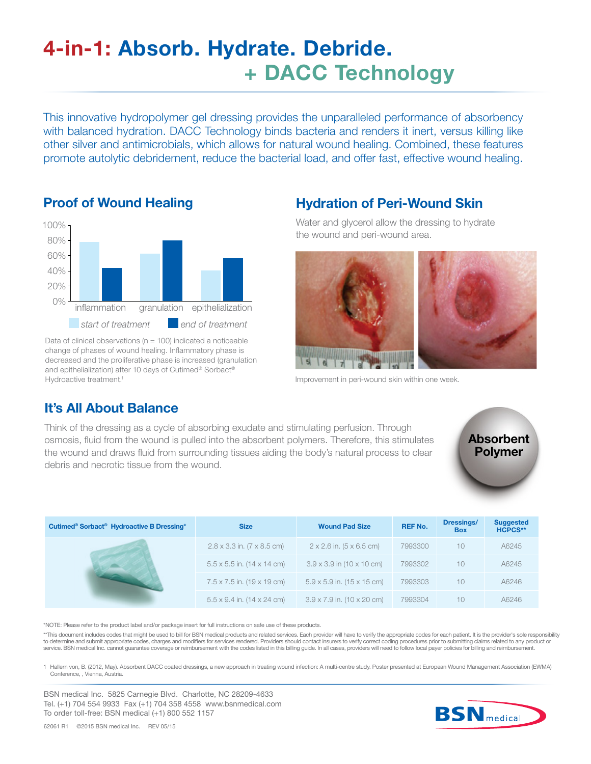# 4-in-1: Absorb. Hydrate. Debride. + DACC Technology

This innovative hydropolymer gel dressing provides the unparalleled performance of absorbency with balanced hydration. DACC Technology binds bacteria and renders it inert, versus killing like other silver and antimicrobials, which allows for natural wound healing. Combined, these features promote autolytic debridement, reduce the bacterial load, and offer fast, effective wound healing.

## Proof of Wound Healing

100%
80%
60%
40%
20%
0%
inflammation
granulation
epithelialization
*start of treatment*
*end of treatment*

Data of clinical observations (n = 100) indicated a noticeable change of phases of wound healing. Inflammatory phase is decreased and the proliferative phase is increased (granulation and epithelialization) after 10 days of Cutimed® Sorbact® Hydroactive treatment.[1]

## Hydration of Peri-Wound Skin

Water and glycerol allow the dressing to hydrate the wound and peri-wound area.

Improvement in peri-wound skin within one week.

## It's All About Balance

Think of the dressing as a cycle of absorbing exudate and stimulating perfusion. Through osmosis, fluid from the wound is pulled into the absorbent polymers. Therefore, this stimulates the wound and draws fluid from surrounding tissues aiding the body's natural process to clear debris and necrotic tissue from the wound.

**Absorbent Polymer**

| Cutimed® Sorbact® Hydroactive B Dressing* | Size | Wound Pad Size | REF No. | Dressings/ Box | Suggested HCPCS** |
|---|---|---|---|---|---|
| | 2.8 x 3.3 in. (7 x 8.5 cm) | 2 x 2.6 in. (5 x 6.5 cm) | 7993300 | 10 | A6245 |
| | 5.5 x 5.5 in. (14 x 14 cm) | 3.9 x 3.9 in (10 x 10 cm) | 7993302 | 10 | A6245 |
| | 7.5 x 7.5 in. (19 x 19 cm) | 5.9 x 5.9 in. (15 x 15 cm) | 7993303 | 10 | A6246 |
| | 5.5 x 9.4 in. (14 x 24 cm) | 3.9 x 7.9 in. (10 x 20 cm) | 7993304 | 10 | A6246 |

*NOTE: Please refer to the product label and/or package insert for full instructions on safe use of these products.

**This document includes codes that might be used to bill for BSN medical products and related services. Each provider will have to verify the appropriate codes for each patient. It is the provider's sole responsibility to determine and submit appropriate codes, charges and modifiers for services rendered. Providers should contact insurers to verify correct coding procedures prior to submitting claims related to any product or service. BSN medical Inc. cannot guarantee coverage or reimbursement with the codes listed in this billing guide. In all cases, providers will need to follow local payer policies for billing and reimbursement.

1 Hallern von, B. (2012, May). Absorbent DACC coated dressings, a new approach in treating wound infection: A multi-centre study. Poster presented at European Wound Management Association (EWMA) Conference, , Vienna, Austria.

BSN medical Inc. 5825 Carnegie Blvd. Charlotte, NC 28209-4633
Tel. (+1) 704 554 9933 Fax (+1) 704 358 4558 www.bsnmedical.com
To order toll-free: BSN medical (+1) 800 552 1157

62061 R1 ©2015 BSN medical Inc. REV 05/15

BSN medical